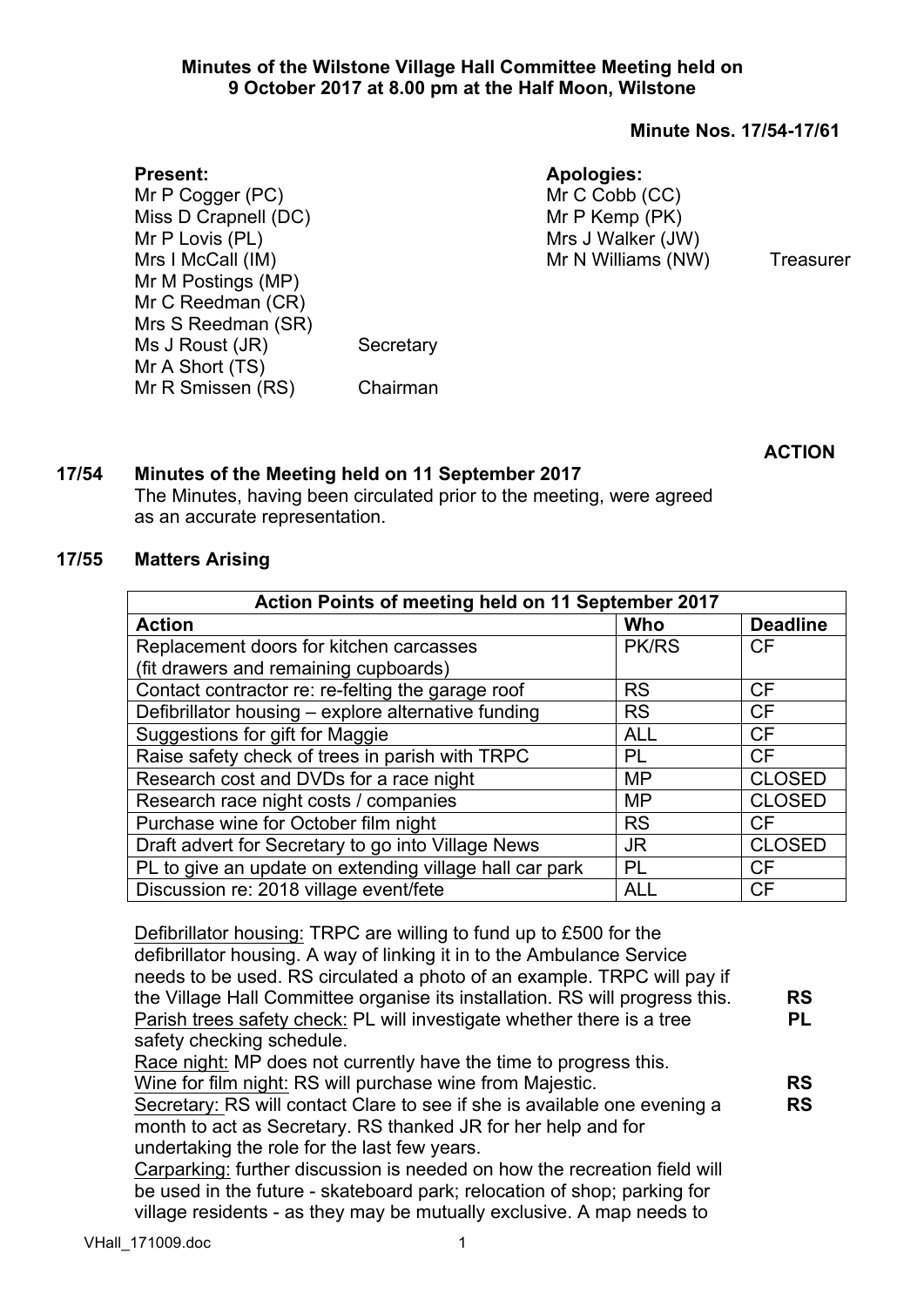**Minutes of the Wilstone Village Hall Committee Meeting held on 9 October 2017 at 8.00 pm at the Half Moon, Wilstone**

**Minute Nos. 17/54-17/61**

**Present:**
Mr P Cogger (PC)
Miss D Crapnell (DC)
Mr P Lovis (PL)
Mrs I McCall (IM)
Mr M Postings (MP)
Mr C Reedman (CR)
Mrs S Reedman (SR)
Ms J Roust (JR) Secretary
Mr A Short (TS)
Mr R Smissen (RS) Chairman

**Apologies:**
Mr C Cobb (CC)
Mr P Kemp (PK)
Mrs J Walker (JW)
Mr N Williams (NW) Treasurer

**ACTION**

**17/54 Minutes of the Meeting held on 11 September 2017**

The Minutes, having been circulated prior to the meeting, were agreed as an accurate representation.

**17/55 Matters Arising**

| Action Points of meeting held on 11 September 2017 | | |
|---|---|---|
| **Action** | **Who** | **Deadline** |
| Replacement doors for kitchen carcasses (fit drawers and remaining cupboards) | PK/RS | CF |
| Contact contractor re: re-felting the garage roof | RS | CF |
| Defibrillator housing – explore alternative funding | RS | CF |
| Suggestions for gift for Maggie | ALL | CF |
| Raise safety check of trees in parish with TRPC | PL | CF |
| Research cost and DVDs for a race night | MP | CLOSED |
| Research race night costs / companies | MP | CLOSED |
| Purchase wine for October film night | RS | CF |
| Draft advert for Secretary to go into Village News | JR | CLOSED |
| PL to give an update on extending village hall car park | PL | CF |
| Discussion re: 2018 village event/fete | ALL | CF |

Defibrillator housing: TRPC are willing to fund up to £500 for the defibrillator housing. A way of linking it in to the Ambulance Service needs to be used. RS circulated a photo of an example. TRPC will pay if the Village Hall Committee organise its installation. RS will progress this. **RS**

Parish trees safety check: PL will investigate whether there is a tree safety checking schedule. **PL**

Race night: MP does not currently have the time to progress this.

Wine for film night: RS will purchase wine from Majestic. **RS**

Secretary: RS will contact Clare to see if she is available one evening a month to act as Secretary. RS thanked JR for her help and for undertaking the role for the last few years. **RS**

Carparking: further discussion is needed on how the recreation field will be used in the future - skateboard park; relocation of shop; parking for village residents - as they may be mutually exclusive. A map needs to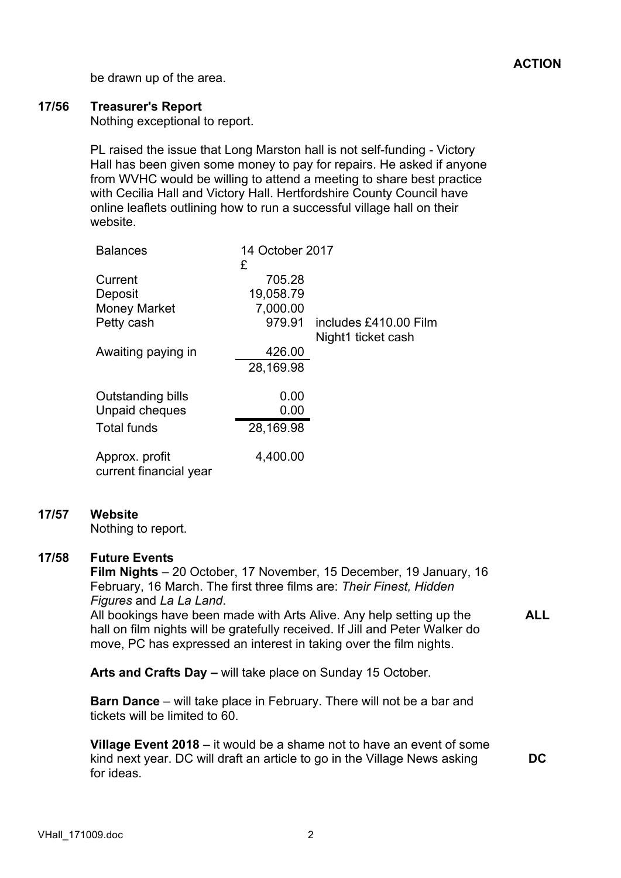**ACTION**

be drawn up of the area.

**17/56 Treasurer's Report**

Nothing exceptional to report.

PL raised the issue that Long Marston hall is not self-funding - Victory Hall has been given some money to pay for repairs. He asked if anyone from WVHC would be willing to attend a meeting to share best practice with Cecilia Hall and Victory Hall. Hertfordshire County Council have online leaflets outlining how to run a successful village hall on their website.

| Balances | 14 October 2017<br>£ | |
|---|---|---|
| Current | 705.28 | |
| Deposit | 19,058.79 | |
| Money Market | 7,000.00 | |
| Petty cash | 979.91 | includes £410.00 Film Night1 ticket cash |
| Awaiting paying in | 426.00 | |
| | 28,169.98 | |
| Outstanding bills | 0.00 | |
| Unpaid cheques | 0.00 | |
| Total funds | 28,169.98 | |
| Approx. profit current financial year | 4,400.00 | |

**17/57 Website**

Nothing to report.

**17/58 Future Events**

**Film Nights** – 20 October, 17 November, 15 December, 19 January, 16 February, 16 March. The first three films are: *Their Finest, Hidden Figures* and *La La Land*.

All bookings have been made with Arts Alive. Any help setting up the hall on film nights will be gratefully received. If Jill and Peter Walker do move, PC has expressed an interest in taking over the film nights. **ALL**

**Arts and Crafts Day –** will take place on Sunday 15 October.

**Barn Dance** – will take place in February. There will not be a bar and tickets will be limited to 60.

**Village Event 2018** – it would be a shame not to have an event of some kind next year. DC will draft an article to go in the Village News asking for ideas. **DC**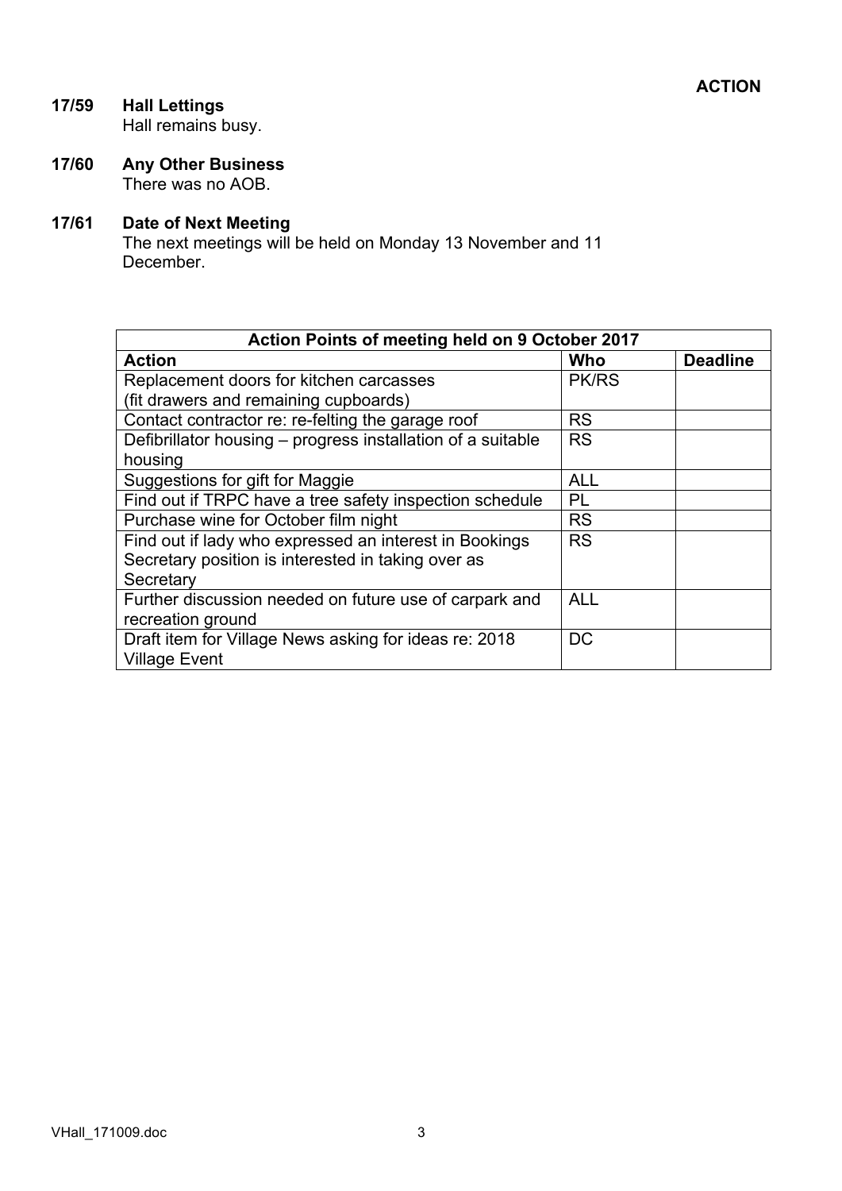**ACTION**

**17/59 Hall Lettings**

Hall remains busy.

**17/60 Any Other Business**

There was no AOB.

**17/61 Date of Next Meeting**

The next meetings will be held on Monday 13 November and 11 December.

| Action Points of meeting held on 9 October 2017 | | |
|---|---|---|
| **Action** | **Who** | **Deadline** |
| Replacement doors for kitchen carcasses (fit drawers and remaining cupboards) | PK/RS | |
| Contact contractor re: re-felting the garage roof | RS | |
| Defibrillator housing – progress installation of a suitable housing | RS | |
| Suggestions for gift for Maggie | ALL | |
| Find out if TRPC have a tree safety inspection schedule | PL | |
| Purchase wine for October film night | RS | |
| Find out if lady who expressed an interest in Bookings Secretary position is interested in taking over as Secretary | RS | |
| Further discussion needed on future use of carpark and recreation ground | ALL | |
| Draft item for Village News asking for ideas re: 2018 Village Event | DC | |